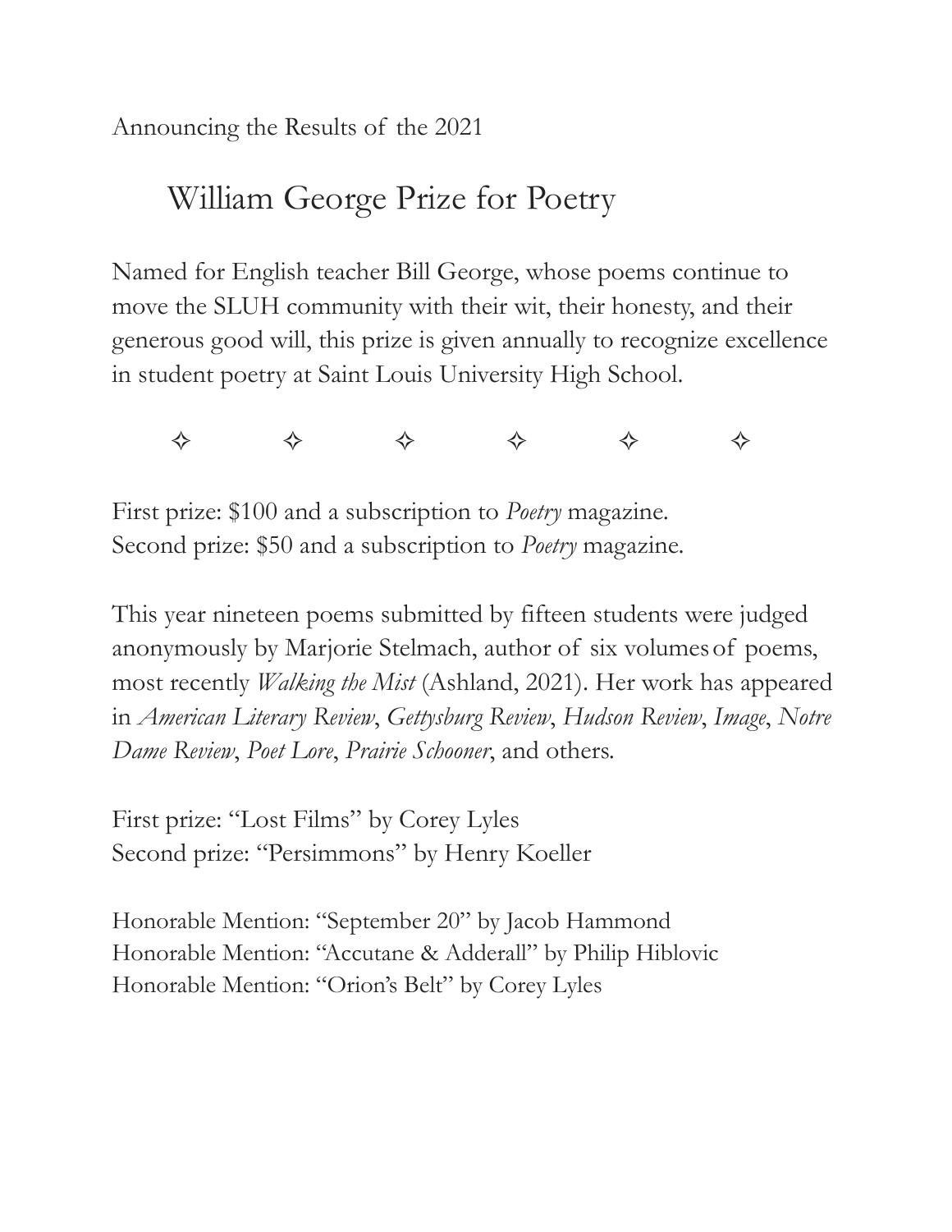Announcing the Results of the 2021

# William George Prize for Poetry

Named for English teacher Bill George, whose poems continue to move the SLUH community with their wit, their honesty, and their generous good will, this prize is given annually to recognize excellence in student poetry at Saint Louis University High School.

✧ ✧ ✧ ✧ ✧ ✧

First prize: $100 and a subscription to *Poetry* magazine.
Second prize: $50 and a subscription to *Poetry* magazine.

This year nineteen poems submitted by fifteen students were judged anonymously by Marjorie Stelmach, author of six volumes of poems, most recently *Walking the Mist* (Ashland, 2021). Her work has appeared in *American Literary Review*, *Gettysburg Review*, *Hudson Review*, *Image*, *Notre Dame Review*, *Poet Lore*, *Prairie Schooner*, and others.

First prize: "Lost Films" by Corey Lyles
Second prize: "Persimmons" by Henry Koeller

Honorable Mention: "September 20" by Jacob Hammond
Honorable Mention: "Accutane & Adderall" by Philip Hiblovic
Honorable Mention: "Orion's Belt" by Corey Lyles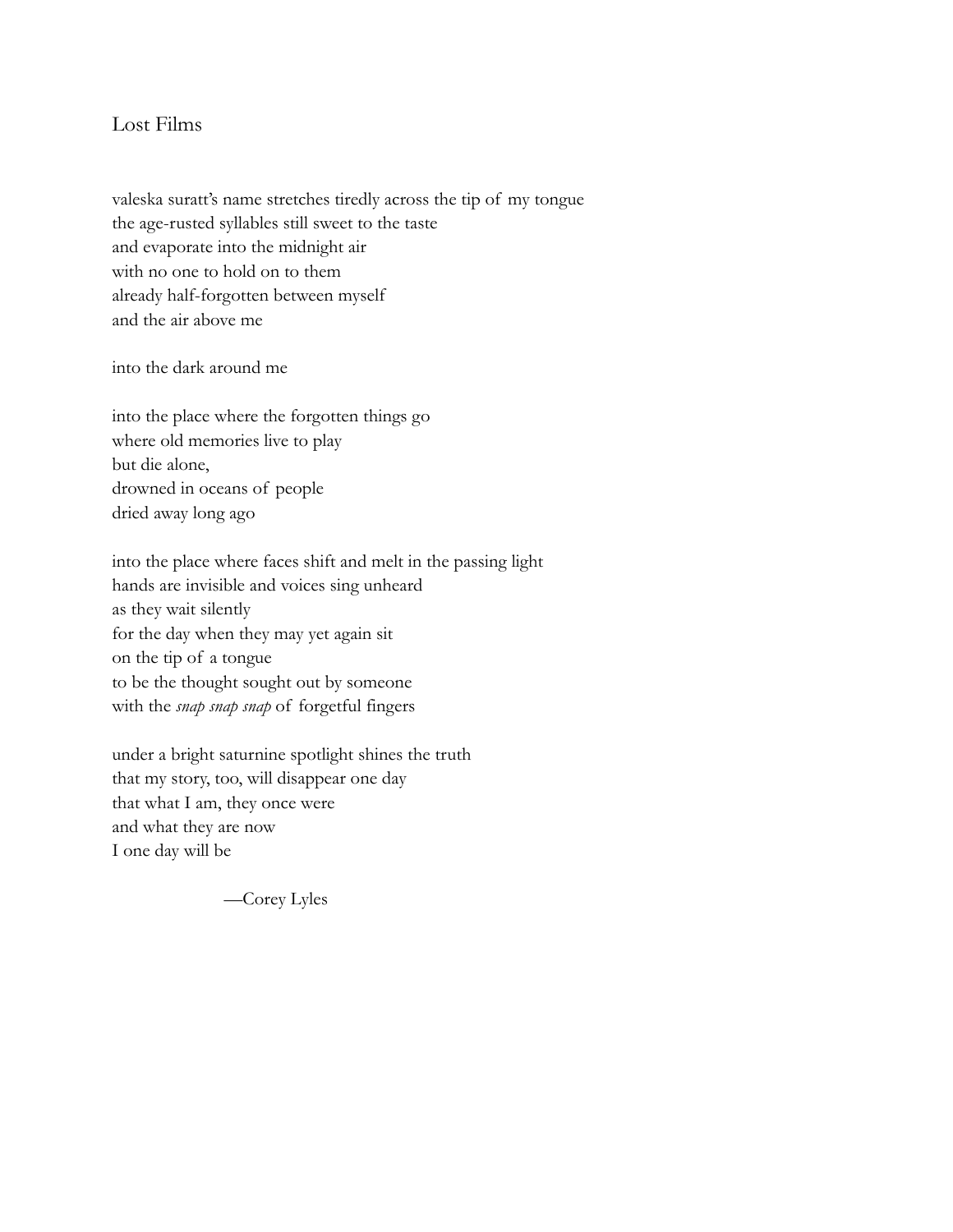## Lost Films

valeska suratt's name stretches tiredly across the tip of my tongue
the age-rusted syllables still sweet to the taste
and evaporate into the midnight air
with no one to hold on to them
already half-forgotten between myself
and the air above me

into the dark around me

into the place where the forgotten things go
where old memories live to play
but die alone,
drowned in oceans of people
dried away long ago

into the place where faces shift and melt in the passing light
hands are invisible and voices sing unheard
as they wait silently
for the day when they may yet again sit
on the tip of a tongue
to be the thought sought out by someone
with the *snap snap snap* of forgetful fingers

under a bright saturnine spotlight shines the truth
that my story, too, will disappear one day
that what I am, they once were
and what they are now
I one day will be

—Corey Lyles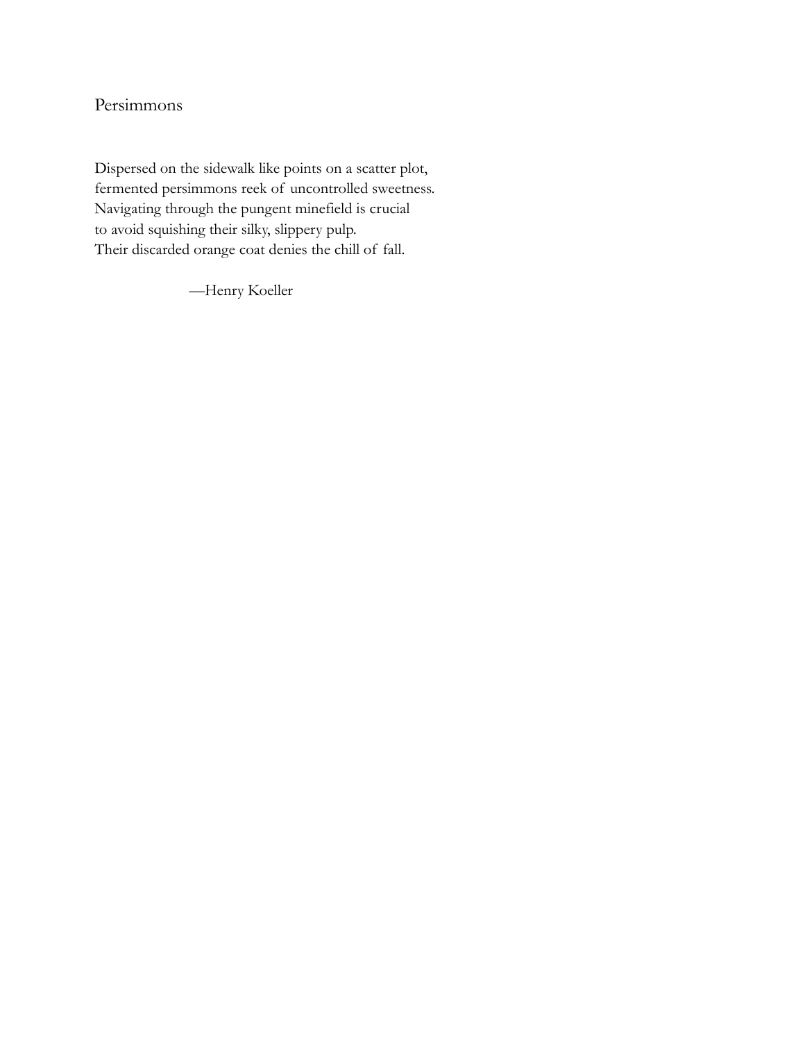# Persimmons

Dispersed on the sidewalk like points on a scatter plot,
fermented persimmons reek of uncontrolled sweetness.
Navigating through the pungent minefield is crucial
to avoid squishing their silky, slippery pulp.
Their discarded orange coat denies the chill of fall.

—Henry Koeller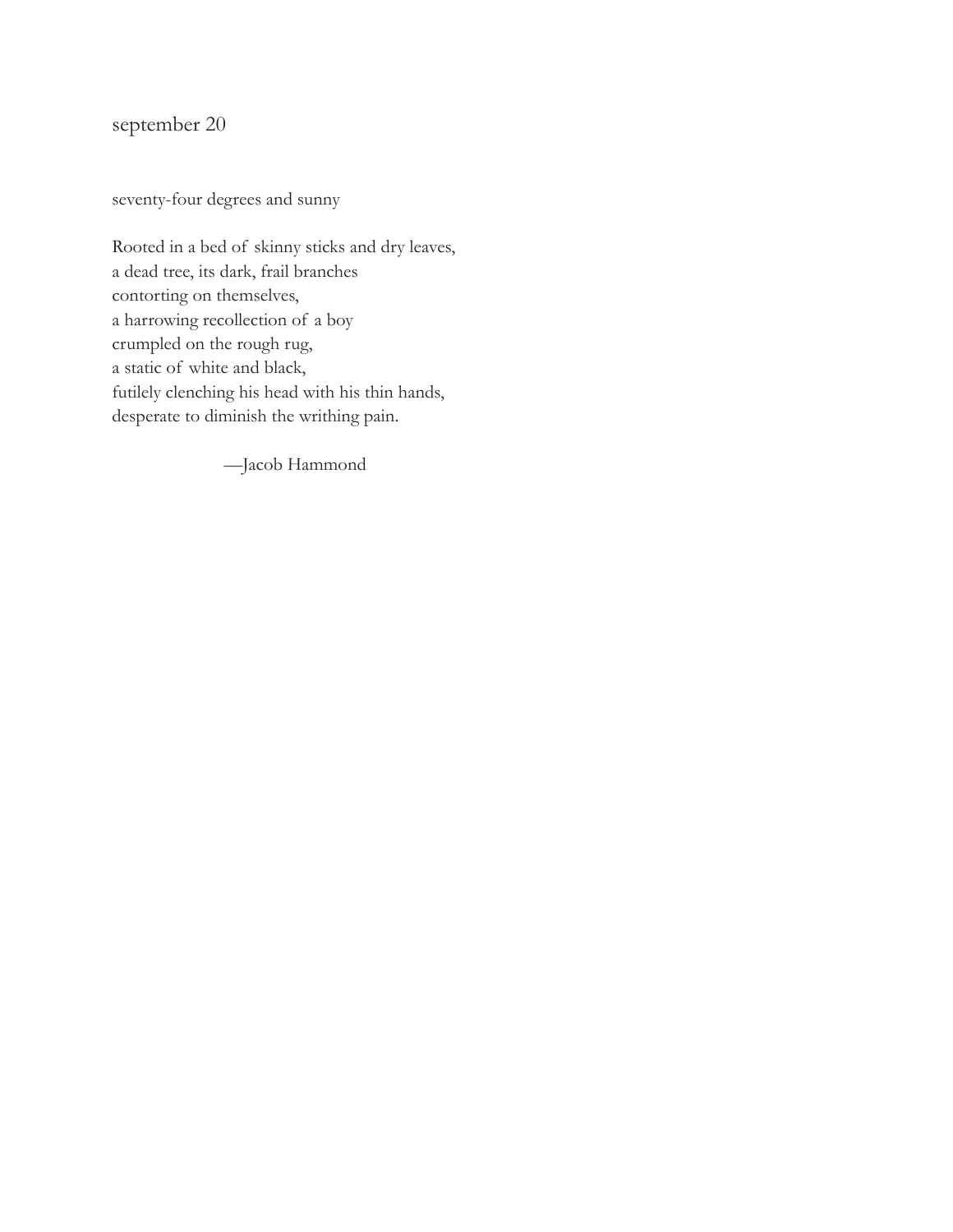september 20

seventy-four degrees and sunny

Rooted in a bed of skinny sticks and dry leaves,  
a dead tree, its dark, frail branches  
contorting on themselves,  
a harrowing recollection of a boy  
crumpled on the rough rug,  
a static of white and black,  
futilely clenching his head with his thin hands,  
desperate to diminish the writhing pain.

—Jacob Hammond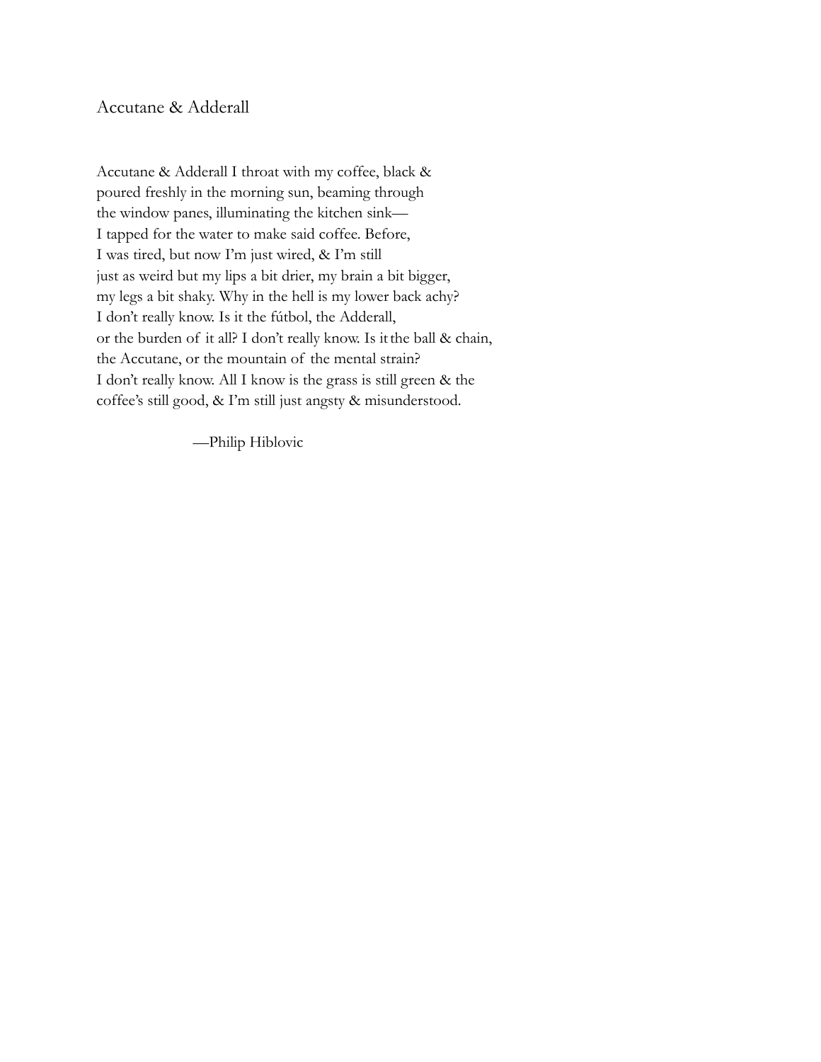## Accutane & Adderall

Accutane & Adderall I throat with my coffee, black &
poured freshly in the morning sun, beaming through
the window panes, illuminating the kitchen sink—
I tapped for the water to make said coffee. Before,
I was tired, but now I'm just wired, & I'm still
just as weird but my lips a bit drier, my brain a bit bigger,
my legs a bit shaky. Why in the hell is my lower back achy?
I don't really know. Is it the fútbol, the Adderall,
or the burden of it all? I don't really know. Is it the ball & chain,
the Accutane, or the mountain of the mental strain?
I don't really know. All I know is the grass is still green & the
coffee's still good, & I'm still just angsty & misunderstood.

—Philip Hiblovic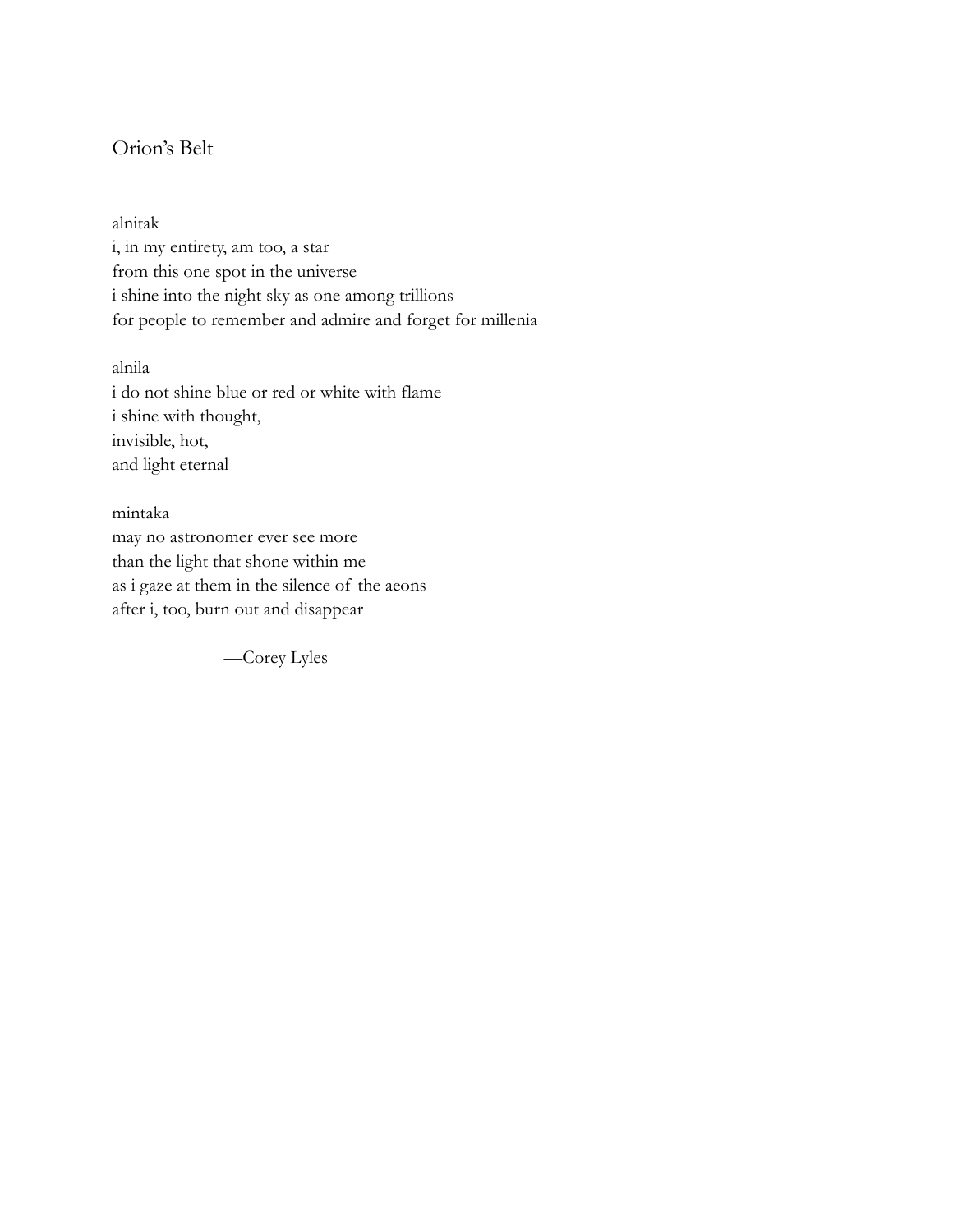# Orion's Belt

alnitak
i, in my entirety, am too, a star
from this one spot in the universe
i shine into the night sky as one among trillions
for people to remember and admire and forget for millenia

alnila
i do not shine blue or red or white with flame
i shine with thought,
invisible, hot,
and light eternal

mintaka
may no astronomer ever see more
than the light that shone within me
as i gaze at them in the silence of the aeons
after i, too, burn out and disappear

—Corey Lyles